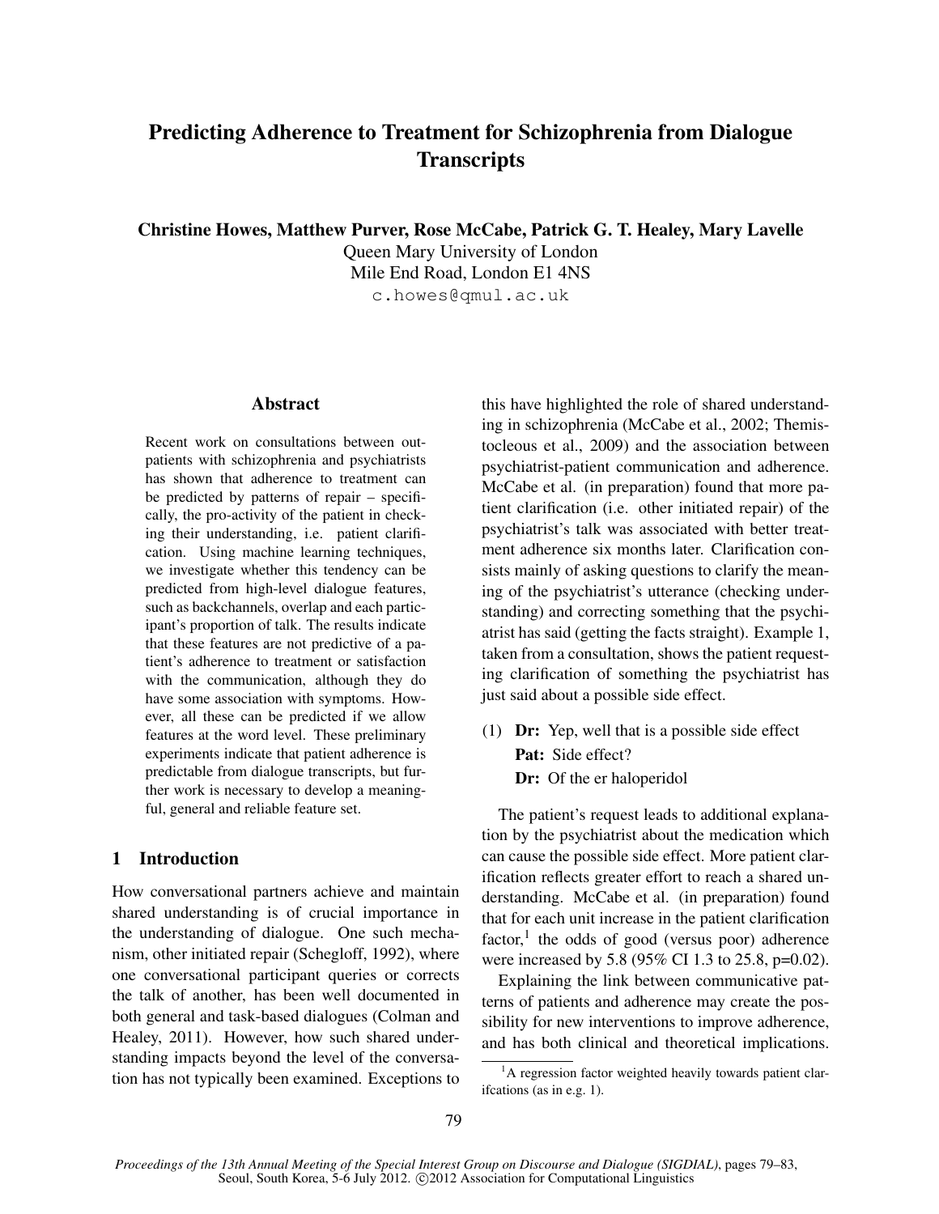# Predicting Adherence to Treatment for Schizophrenia from Dialogue Transcripts

**Christine Howes, Matthew Purver, Rose McCabe, Patrick G. T. Healey, Mary Lavelle**
Queen Mary University of London
Mile End Road, London E1 4NS
c.howes@qmul.ac.uk

## Abstract

Recent work on consultations between outpatients with schizophrenia and psychiatrists has shown that adherence to treatment can be predicted by patterns of repair – specifically, the pro-activity of the patient in checking their understanding, i.e. patient clarification. Using machine learning techniques, we investigate whether this tendency can be predicted from high-level dialogue features, such as backchannels, overlap and each participant's proportion of talk. The results indicate that these features are not predictive of a patient's adherence to treatment or satisfaction with the communication, although they do have some association with symptoms. However, all these can be predicted if we allow features at the word level. These preliminary experiments indicate that patient adherence is predictable from dialogue transcripts, but further work is necessary to develop a meaningful, general and reliable feature set.

## 1 Introduction

How conversational partners achieve and maintain shared understanding is of crucial importance in the understanding of dialogue. One such mechanism, other initiated repair (Schegloff, 1992), where one conversational participant queries or corrects the talk of another, has been well documented in both general and task-based dialogues (Colman and Healey, 2011). However, how such shared understanding impacts beyond the level of the conversation has not typically been examined. Exceptions to this have highlighted the role of shared understanding in schizophrenia (McCabe et al., 2002; Themistocleous et al., 2009) and the association between psychiatrist-patient communication and adherence. McCabe et al. (in preparation) found that more patient clarification (i.e. other initiated repair) of the psychiatrist's talk was associated with better treatment adherence six months later. Clarification consists mainly of asking questions to clarify the meaning of the psychiatrist's utterance (checking understanding) and correcting something that the psychiatrist has said (getting the facts straight). Example 1, taken from a consultation, shows the patient requesting clarification of something the psychiatrist has just said about a possible side effect.

(1) **Dr:** Yep, well that is a possible side effect
**Pat:** Side effect?
**Dr:** Of the er haloperidol

The patient's request leads to additional explanation by the psychiatrist about the medication which can cause the possible side effect. More patient clarification reflects greater effort to reach a shared understanding. McCabe et al. (in preparation) found that for each unit increase in the patient clarification factor,[1] the odds of good (versus poor) adherence were increased by 5.8 (95% CI 1.3 to 25.8, p=0.02).

Explaining the link between communicative patterns of patients and adherence may create the possibility for new interventions to improve adherence, and has both clinical and theoretical implications.

[1] A regression factor weighted heavily towards patient clarifcations (as in e.g. 1).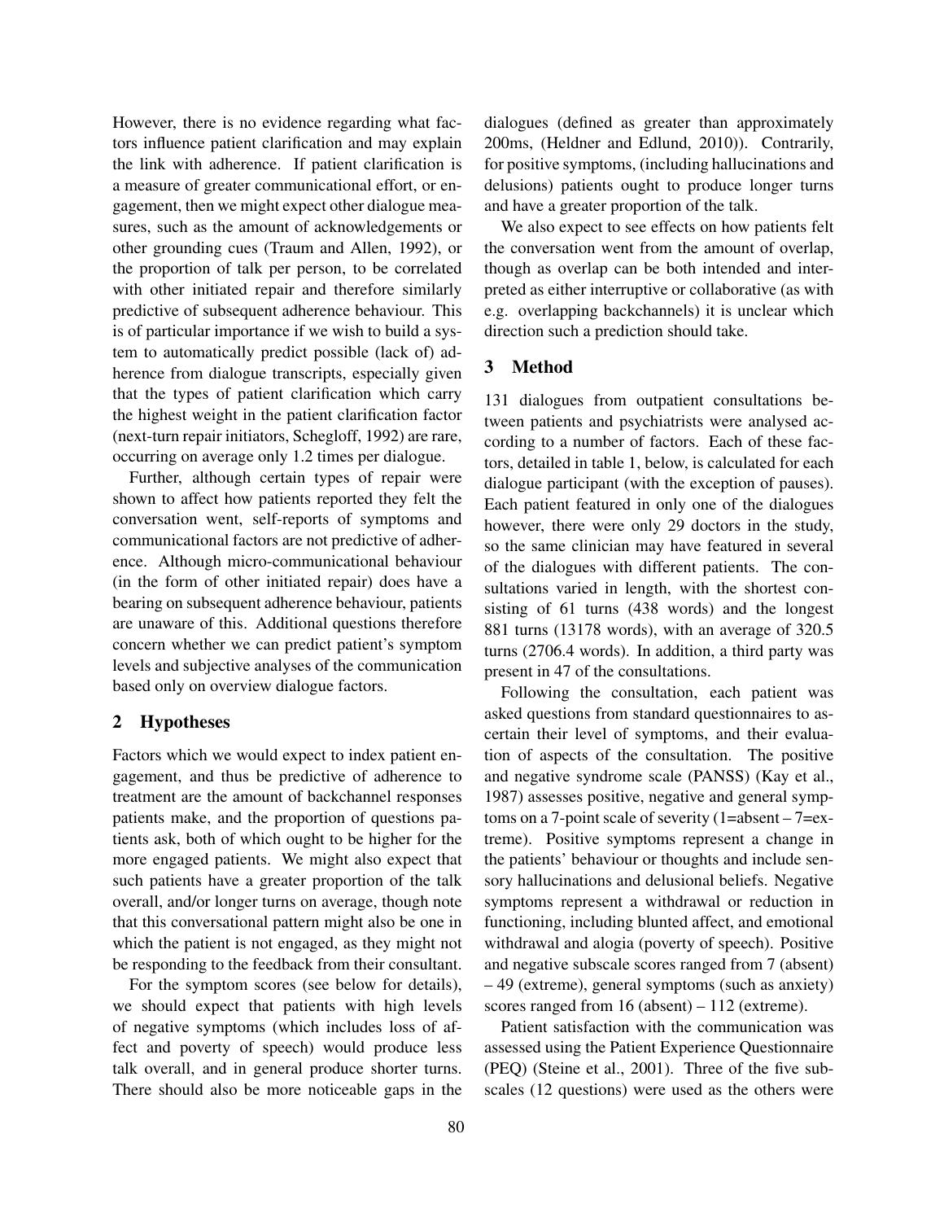However, there is no evidence regarding what factors influence patient clarification and may explain the link with adherence. If patient clarification is a measure of greater communicational effort, or engagement, then we might expect other dialogue measures, such as the amount of acknowledgements or other grounding cues (Traum and Allen, 1992), or the proportion of talk per person, to be correlated with other initiated repair and therefore similarly predictive of subsequent adherence behaviour. This is of particular importance if we wish to build a system to automatically predict possible (lack of) adherence from dialogue transcripts, especially given that the types of patient clarification which carry the highest weight in the patient clarification factor (next-turn repair initiators, Schegloff, 1992) are rare, occurring on average only 1.2 times per dialogue.

Further, although certain types of repair were shown to affect how patients reported they felt the conversation went, self-reports of symptoms and communicational factors are not predictive of adherence. Although micro-communicational behaviour (in the form of other initiated repair) does have a bearing on subsequent adherence behaviour, patients are unaware of this. Additional questions therefore concern whether we can predict patient's symptom levels and subjective analyses of the communication based only on overview dialogue factors.

## 2 Hypotheses

Factors which we would expect to index patient engagement, and thus be predictive of adherence to treatment are the amount of backchannel responses patients make, and the proportion of questions patients ask, both of which ought to be higher for the more engaged patients. We might also expect that such patients have a greater proportion of the talk overall, and/or longer turns on average, though note that this conversational pattern might also be one in which the patient is not engaged, as they might not be responding to the feedback from their consultant.

For the symptom scores (see below for details), we should expect that patients with high levels of negative symptoms (which includes loss of affect and poverty of speech) would produce less talk overall, and in general produce shorter turns. There should also be more noticeable gaps in the dialogues (defined as greater than approximately 200ms, (Heldner and Edlund, 2010)). Contrarily, for positive symptoms, (including hallucinations and delusions) patients ought to produce longer turns and have a greater proportion of the talk.

We also expect to see effects on how patients felt the conversation went from the amount of overlap, though as overlap can be both intended and interpreted as either interruptive or collaborative (as with e.g. overlapping backchannels) it is unclear which direction such a prediction should take.

## 3 Method

131 dialogues from outpatient consultations between patients and psychiatrists were analysed according to a number of factors. Each of these factors, detailed in table 1, below, is calculated for each dialogue participant (with the exception of pauses). Each patient featured in only one of the dialogues however, there were only 29 doctors in the study, so the same clinician may have featured in several of the dialogues with different patients. The consultations varied in length, with the shortest consisting of 61 turns (438 words) and the longest 881 turns (13178 words), with an average of 320.5 turns (2706.4 words). In addition, a third party was present in 47 of the consultations.

Following the consultation, each patient was asked questions from standard questionnaires to ascertain their level of symptoms, and their evaluation of aspects of the consultation. The positive and negative syndrome scale (PANSS) (Kay et al., 1987) assesses positive, negative and general symptoms on a 7-point scale of severity (1=absent – 7=extreme). Positive symptoms represent a change in the patients' behaviour or thoughts and include sensory hallucinations and delusional beliefs. Negative symptoms represent a withdrawal or reduction in functioning, including blunted affect, and emotional withdrawal and alogia (poverty of speech). Positive and negative subscale scores ranged from 7 (absent) – 49 (extreme), general symptoms (such as anxiety) scores ranged from 16 (absent) – 112 (extreme).

Patient satisfaction with the communication was assessed using the Patient Experience Questionnaire (PEQ) (Steine et al., 2001). Three of the five subscales (12 questions) were used as the others were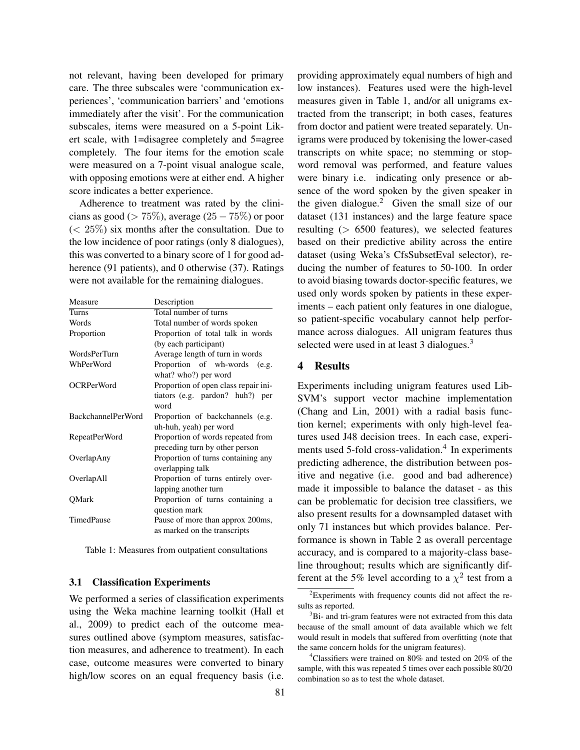not relevant, having been developed for primary care. The three subscales were 'communication experiences', 'communication barriers' and 'emotions immediately after the visit'. For the communication subscales, items were measured on a 5-point Likert scale, with 1=disagree completely and 5=agree completely. The four items for the emotion scale were measured on a 7-point visual analogue scale, with opposing emotions were at either end. A higher score indicates a better experience.

Adherence to treatment was rated by the clinicians as good ($> 75\%$), average ($25 - 75\%$) or poor ($< 25\%$) six months after the consultation. Due to the low incidence of poor ratings (only 8 dialogues), this was converted to a binary score of 1 for good adherence (91 patients), and 0 otherwise (37). Ratings were not available for the remaining dialogues.

| Measure | Description |
| --- | --- |
| Turns | Total number of turns |
| Words | Total number of words spoken |
| Proportion | Proportion of total talk in words (by each participant) |
| WordsPerTurn | Average length of turn in words |
| WhPerWord | Proportion of wh-words (e.g. what? who?) per word |
| OCRPerWord | Proportion of open class repair initiators (e.g. pardon? huh?) per word |
| BackchannelPerWord | Proportion of backchannels (e.g. uh-huh, yeah) per word |
| RepeatPerWord | Proportion of words repeated from preceding turn by other person |
| OverlapAny | Proportion of turns containing any overlapping talk |
| OverlapAll | Proportion of turns entirely overlapping another turn |
| QMark | Proportion of turns containing a question mark |
| TimedPause | Pause of more than approx 200ms, as marked on the transcripts |

Table 1: Measures from outpatient consultations

### 3.1 Classification Experiments

We performed a series of classification experiments using the Weka machine learning toolkit (Hall et al., 2009) to predict each of the outcome measures outlined above (symptom measures, satisfaction measures, and adherence to treatment). In each case, outcome measures were converted to binary high/low scores on an equal frequency basis (i.e. providing approximately equal numbers of high and low instances). Features used were the high-level measures given in Table 1, and/or all unigrams extracted from the transcript; in both cases, features from doctor and patient were treated separately. Unigrams were produced by tokenising the lower-cased transcripts on white space; no stemming or stopword removal was performed, and feature values were binary i.e. indicating only presence or absence of the word spoken by the given speaker in the given dialogue.[2] Given the small size of our dataset (131 instances) and the large feature space resulting ($> 6500$ features), we selected features based on their predictive ability across the entire dataset (using Weka's CfsSubsetEval selector), reducing the number of features to 50-100. In order to avoid biasing towards doctor-specific features, we used only words spoken by patients in these experiments – each patient only features in one dialogue, so patient-specific vocabulary cannot help performance across dialogues. All unigram features thus selected were used in at least 3 dialogues.[3]

## 4 Results

Experiments including unigram features used LibSVM's support vector machine implementation (Chang and Lin, 2001) with a radial basis function kernel; experiments with only high-level features used J48 decision trees. In each case, experiments used 5-fold cross-validation.[4] In experiments predicting adherence, the distribution between positive and negative (i.e. good and bad adherence) made it impossible to balance the dataset - as this can be problematic for decision tree classifiers, we also present results for a downsampled dataset with only 71 instances but which provides balance. Performance is shown in Table 2 as overall percentage accuracy, and is compared to a majority-class baseline throughout; results which are significantly different at the 5% level according to a $\chi^2$ test from a

[2] Experiments with frequency counts did not affect the results as reported.

[3] Bi- and tri-gram features were not extracted from this data because of the small amount of data available which we felt would result in models that suffered from overfitting (note that the same concern holds for the unigram features).

[4] Classifiers were trained on 80% and tested on 20% of the sample, with this was repeated 5 times over each possible 80/20 combination so as to test the whole dataset.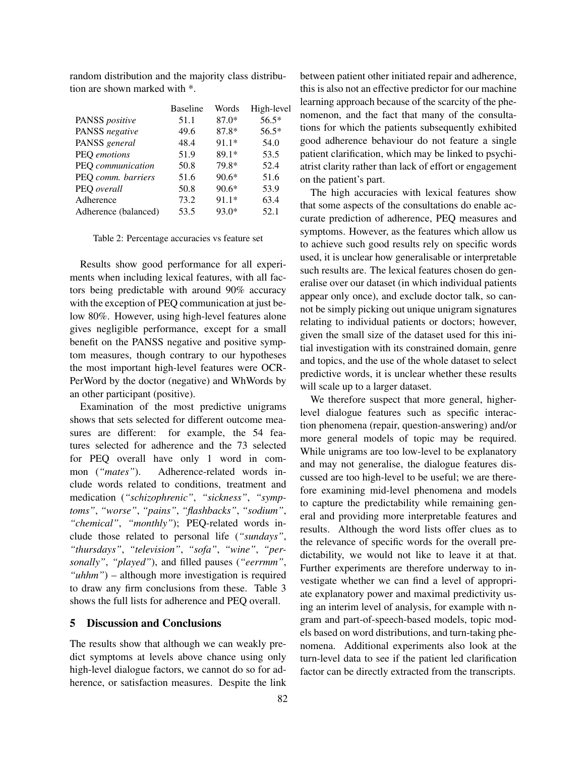random distribution and the majority class distribution are shown marked with *.

| | Baseline | Words | High-level |
|---|---|---|---|
| PANSS *positive* | 51.1 | 87.0* | 56.5* |
| PANSS *negative* | 49.6 | 87.8* | 56.5* |
| PANSS *general* | 48.4 | 91.1* | 54.0 |
| PEQ *emotions* | 51.9 | 89.1* | 53.5 |
| PEQ *communication* | 50.8 | 79.8* | 52.4 |
| PEQ *comm. barriers* | 51.6 | 90.6* | 51.6 |
| PEQ *overall* | 50.8 | 90.6* | 53.9 |
| Adherence | 73.2 | 91.1* | 63.4 |
| Adherence (balanced) | 53.5 | 93.0* | 52.1 |

Table 2: Percentage accuracies vs feature set

Results show good performance for all experiments when including lexical features, with all factors being predictable with around 90% accuracy with the exception of PEQ communication at just below 80%. However, using high-level features alone gives negligible performance, except for a small benefit on the PANSS negative and positive symptom measures, though contrary to our hypotheses the most important high-level features were OCR-PerWord by the doctor (negative) and WhWords by an other participant (positive).

Examination of the most predictive unigrams shows that sets selected for different outcome measures are different: for example, the 54 features selected for adherence and the 73 selected for PEQ overall have only 1 word in common (*"mates"*). Adherence-related words include words related to conditions, treatment and medication (*"schizophrenic"*, *"sickness"*, *"symptoms"*, *"worse"*, *"pains"*, *"flashbacks"*, *"sodium"*, *"chemical"*, *"monthly"*); PEQ-related words include those related to personal life (*"sundays"*, *"thursdays"*, *"television"*, *"sofa"*, *"wine"*, *"personally"*, *"played"*), and filled pauses (*"eerrmm"*, *"uhhm"*) – although more investigation is required to draw any firm conclusions from these. Table 3 shows the full lists for adherence and PEQ overall.

## 5 Discussion and Conclusions

The results show that although we can weakly predict symptoms at levels above chance using only high-level dialogue factors, we cannot do so for adherence, or satisfaction measures. Despite the link between patient other initiated repair and adherence, this is also not an effective predictor for our machine learning approach because of the scarcity of the phenomenon, and the fact that many of the consultations for which the patients subsequently exhibited good adherence behaviour do not feature a single patient clarification, which may be linked to psychiatrist clarity rather than lack of effort or engagement on the patient's part.

The high accuracies with lexical features show that some aspects of the consultations do enable accurate prediction of adherence, PEQ measures and symptoms. However, as the features which allow us to achieve such good results rely on specific words used, it is unclear how generalisable or interpretable such results are. The lexical features chosen do generalise over our dataset (in which individual patients appear only once), and exclude doctor talk, so cannot be simply picking out unique unigram signatures relating to individual patients or doctors; however, given the small size of the dataset used for this initial investigation with its constrained domain, genre and topics, and the use of the whole dataset to select predictive words, it is unclear whether these results will scale up to a larger dataset.

We therefore suspect that more general, higher-level dialogue features such as specific interaction phenomena (repair, question-answering) and/or more general models of topic may be required. While unigrams are too low-level to be explanatory and may not generalise, the dialogue features discussed are too high-level to be useful; we are therefore examining mid-level phenomena and models to capture the predictability while remaining general and providing more interpretable features and results. Although the word lists offer clues as to the relevance of specific words for the overall predictability, we would not like to leave it at that. Further experiments are therefore underway to investigate whether we can find a level of appropriate explanatory power and maximal predictivity using an interim level of analysis, for example with n-gram and part-of-speech-based models, topic models based on word distributions, and turn-taking phenomena. Additional experiments also look at the turn-level data to see if the patient led clarification factor can be directly extracted from the transcripts.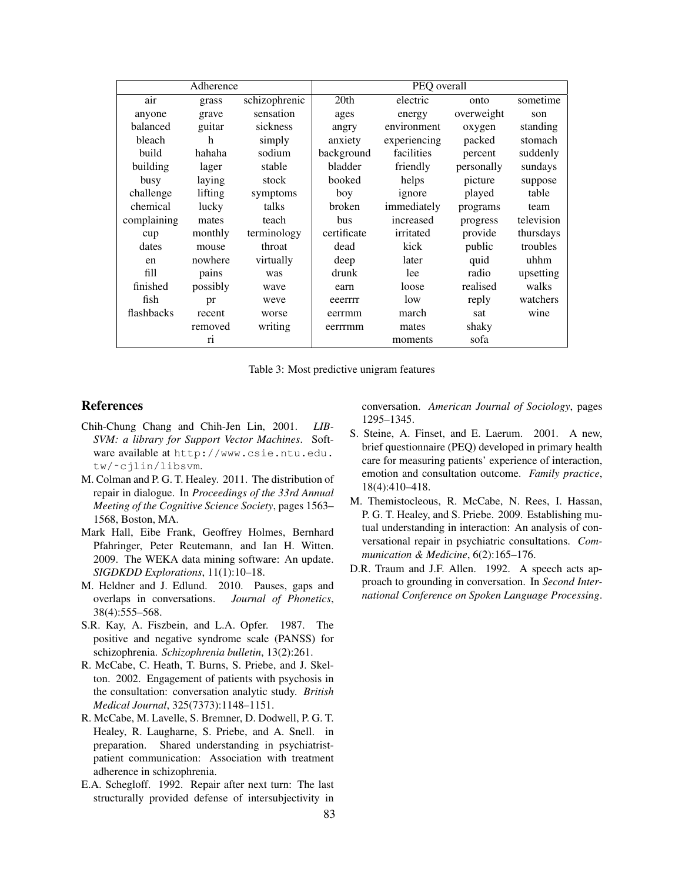| Adherence | | | PEQ overall | | | |
|---|---|---|---|---|---|---|
| air | grass | schizophrenic | 20th | electric | onto | sometime |
| anyone | grave | sensation | ages | energy | overweight | son |
| balanced | guitar | sickness | angry | environment | oxygen | standing |
| bleach | h | simply | anxiety | experiencing | packed | stomach |
| build | hahaha | sodium | background | facilities | percent | suddenly |
| building | lager | stable | bladder | friendly | personally | sundays |
| busy | laying | stock | booked | helps | picture | suppose |
| challenge | lifting | symptoms | boy | ignore | played | table |
| chemical | lucky | talks | broken | immediately | programs | team |
| complaining | mates | teach | bus | increased | progress | television |
| cup | monthly | terminology | certificate | irritated | provide | thursdays |
| dates | mouse | throat | dead | kick | public | troubles |
| en | nowhere | virtually | deep | later | quid | uhhm |
| fill | pains | was | drunk | lee | radio | upsetting |
| finished | possibly | wave | earn | loose | realised | walks |
| fish | pr | weve | eeerrrr | low | reply | watchers |
| flashbacks | recent | worse | eerrmm | march | sat | wine |
| | removed | writing | eerrrmm | mates | shaky | |
| | ri | | | moments | sofa | |

Table 3: Most predictive unigram features

## References

Chih-Chung Chang and Chih-Jen Lin, 2001. *LIBSVM: a library for Support Vector Machines*. Software available at http://www.csie.ntu.edu.tw/~cjlin/libsvm.

M. Colman and P. G. T. Healey. 2011. The distribution of repair in dialogue. In *Proceedings of the 33rd Annual Meeting of the Cognitive Science Society*, pages 1563–1568, Boston, MA.

Mark Hall, Eibe Frank, Geoffrey Holmes, Bernhard Pfahringer, Peter Reutemann, and Ian H. Witten. 2009. The WEKA data mining software: An update. *SIGDKDD Explorations*, 11(1):10–18.

M. Heldner and J. Edlund. 2010. Pauses, gaps and overlaps in conversations. *Journal of Phonetics*, 38(4):555–568.

S.R. Kay, A. Fiszbein, and L.A. Opfer. 1987. The positive and negative syndrome scale (PANSS) for schizophrenia. *Schizophrenia bulletin*, 13(2):261.

R. McCabe, C. Heath, T. Burns, S. Priebe, and J. Skelton. 2002. Engagement of patients with psychosis in the consultation: conversation analytic study. *British Medical Journal*, 325(7373):1148–1151.

R. McCabe, M. Lavelle, S. Bremner, D. Dodwell, P. G. T. Healey, R. Laugharne, S. Priebe, and A. Snell. in preparation. Shared understanding in psychiatrist-patient communication: Association with treatment adherence in schizophrenia.

E.A. Schegloff. 1992. Repair after next turn: The last structurally provided defense of intersubjectivity in conversation. *American Journal of Sociology*, pages 1295–1345.

S. Steine, A. Finset, and E. Laerum. 2001. A new, brief questionnaire (PEQ) developed in primary health care for measuring patients' experience of interaction, emotion and consultation outcome. *Family practice*, 18(4):410–418.

M. Themistocleous, R. McCabe, N. Rees, I. Hassan, P. G. T. Healey, and S. Priebe. 2009. Establishing mutual understanding in interaction: An analysis of conversational repair in psychiatric consultations. *Communication & Medicine*, 6(2):165–176.

D.R. Traum and J.F. Allen. 1992. A speech acts approach to grounding in conversation. In *Second International Conference on Spoken Language Processing*.